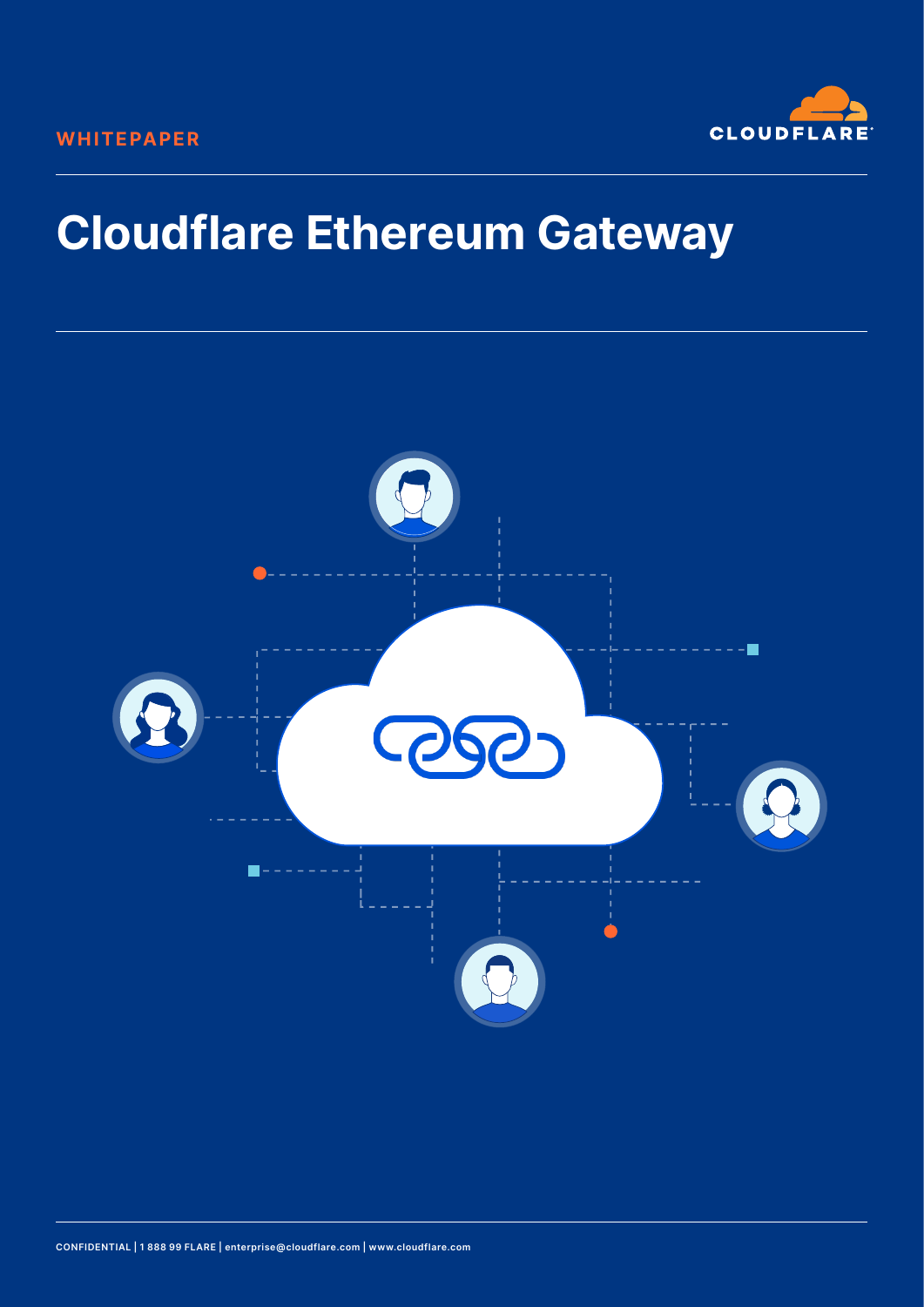WHITEPAPER

# Cloudflare Ethereum Gateway

CONFIDENTIAL | 1 888 99 FLARE | enterprise@cloudflare.com | www.cloudflare.com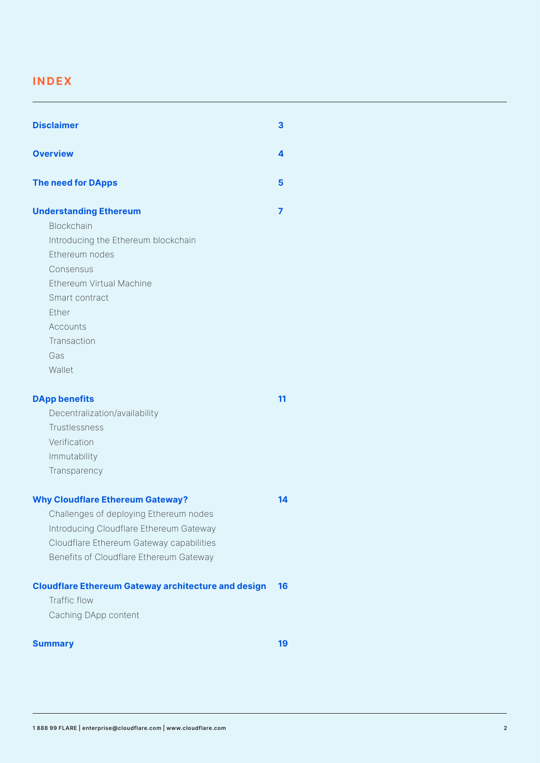# INDEX

| | |
|---|---|
| **Disclaimer** | **3** |
| **Overview** | **4** |
| **The need for DApps** | **5** |
| **Understanding Ethereum** | **7** |
| Blockchain | |
| Introducing the Ethereum blockchain | |
| Ethereum nodes | |
| Consensus | |
| Ethereum Virtual Machine | |
| Smart contract | |
| Ether | |
| Accounts | |
| Transaction | |
| Gas | |
| Wallet | |
| **DApp benefits** | **11** |
| Decentralization/availability | |
| Trustlessness | |
| Verification | |
| Immutability | |
| Transparency | |
| **Why Cloudflare Ethereum Gateway?** | **14** |
| Challenges of deploying Ethereum nodes | |
| Introducing Cloudflare Ethereum Gateway | |
| Cloudflare Ethereum Gateway capabilities | |
| Benefits of Cloudflare Ethereum Gateway | |
| **Cloudflare Ethereum Gateway architecture and design** | **16** |
| Traffic flow | |
| Caching DApp content | |
| **Summary** | **19** |

1 888 99 FLARE | enterprise@cloudflare.com | www.cloudflare.com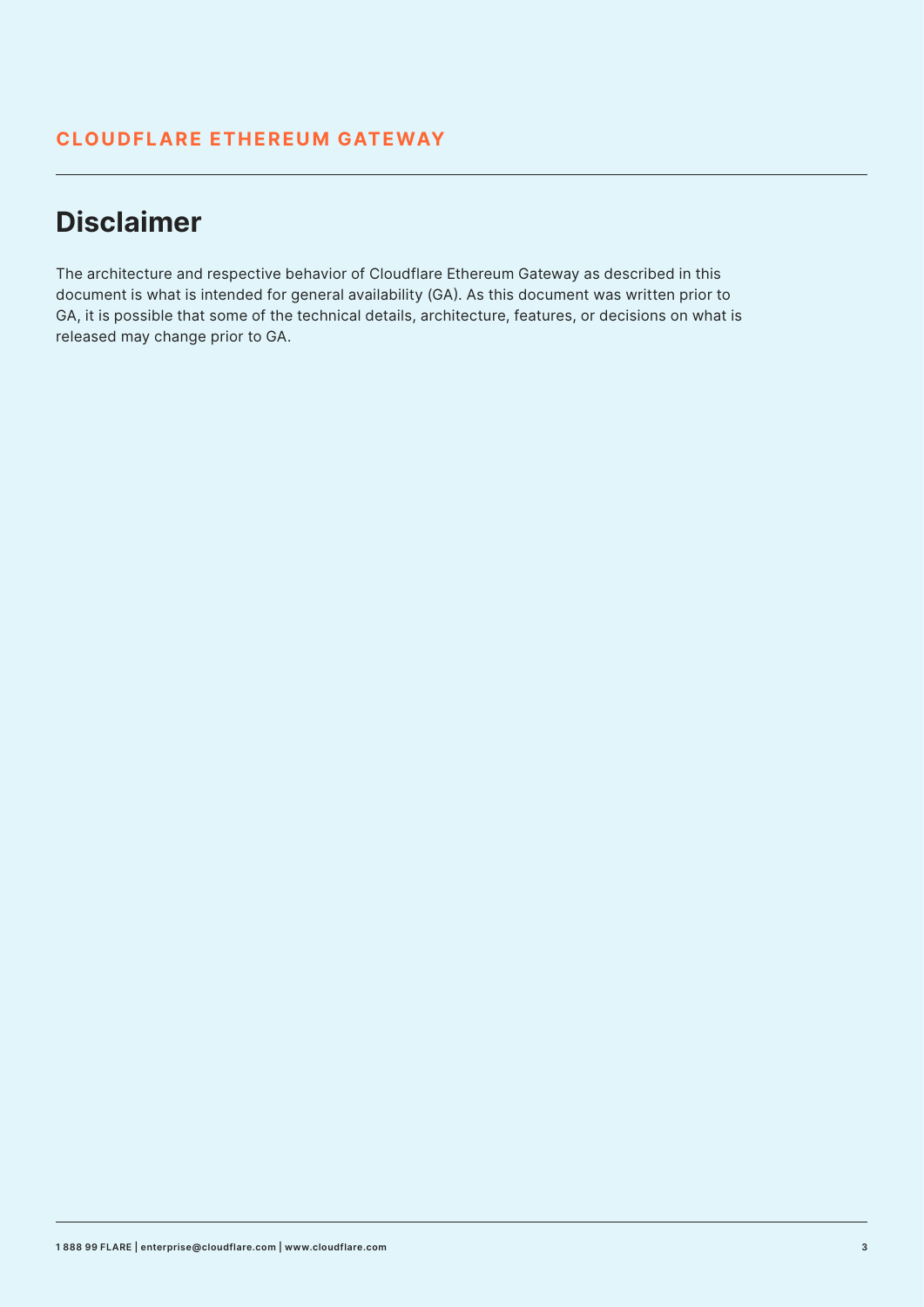## Disclaimer

The architecture and respective behavior of Cloudflare Ethereum Gateway as described in this document is what is intended for general availability (GA). As this document was written prior to GA, it is possible that some of the technical details, architecture, features, or decisions on what is released may change prior to GA.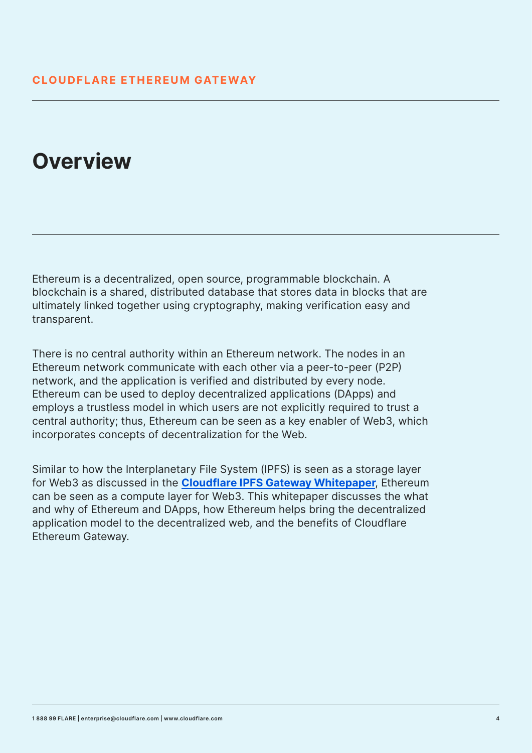# Overview

Ethereum is a decentralized, open source, programmable blockchain. A blockchain is a shared, distributed database that stores data in blocks that are ultimately linked together using cryptography, making verification easy and transparent.

There is no central authority within an Ethereum network. The nodes in an Ethereum network communicate with each other via a peer-to-peer (P2P) network, and the application is verified and distributed by every node. Ethereum can be used to deploy decentralized applications (DApps) and employs a trustless model in which users are not explicitly required to trust a central authority; thus, Ethereum can be seen as a key enabler of Web3, which incorporates concepts of decentralization for the Web.

Similar to how the Interplanetary File System (IPFS) is seen as a storage layer for Web3 as discussed in the **Cloudflare IPFS Gateway Whitepaper**, Ethereum can be seen as a compute layer for Web3. This whitepaper discusses the what and why of Ethereum and DApps, how Ethereum helps bring the decentralized application model to the decentralized web, and the benefits of Cloudflare Ethereum Gateway.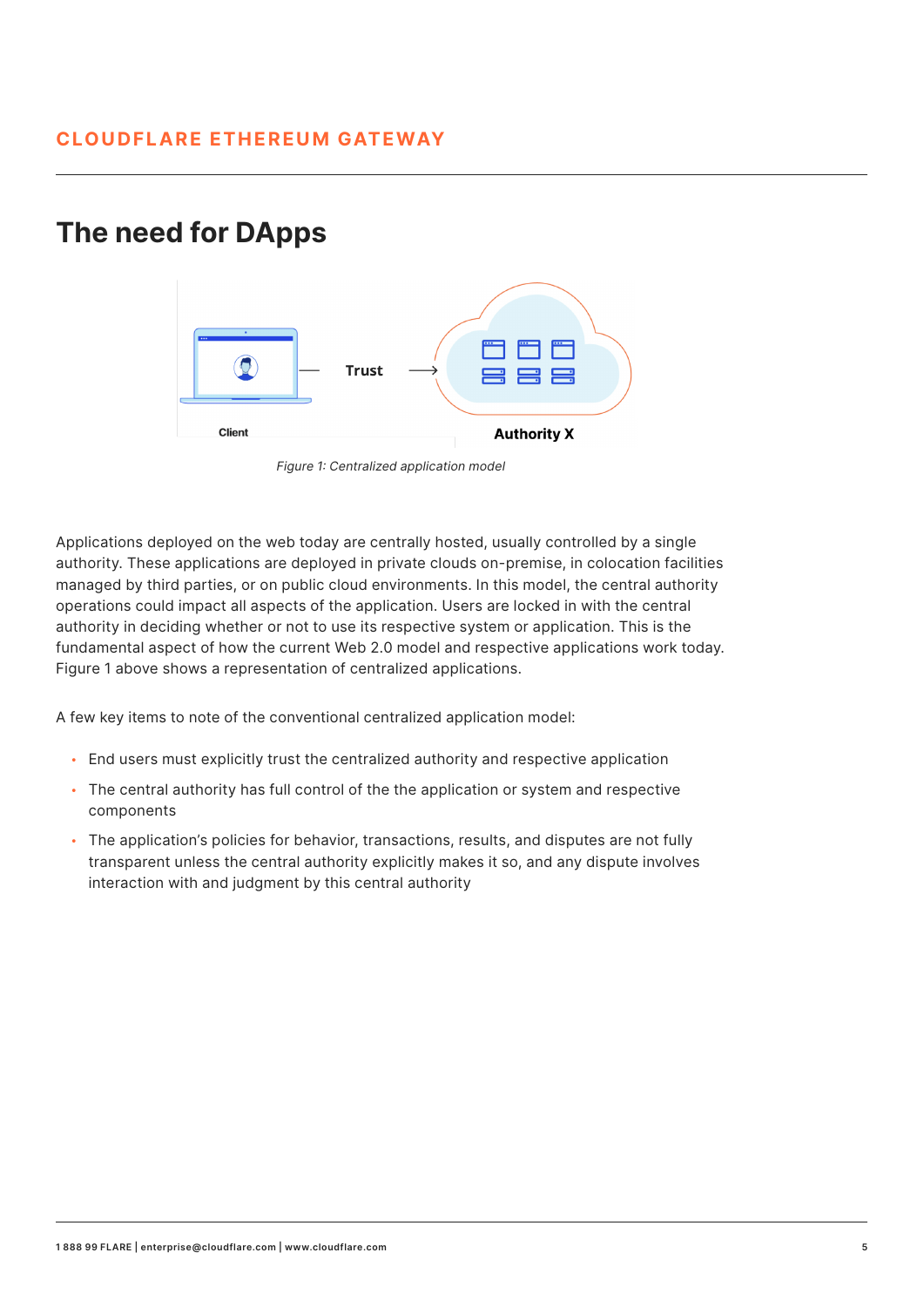## The need for DApps

*Figure 1: Centralized application model*

Applications deployed on the web today are centrally hosted, usually controlled by a single authority. These applications are deployed in private clouds on-premise, in colocation facilities managed by third parties, or on public cloud environments. In this model, the central authority operations could impact all aspects of the application. Users are locked in with the central authority in deciding whether or not to use its respective system or application. This is the fundamental aspect of how the current Web 2.0 model and respective applications work today. Figure 1 above shows a representation of centralized applications.

A few key items to note of the conventional centralized application model:

- End users must explicitly trust the centralized authority and respective application
- The central authority has full control of the the application or system and respective components
- The application's policies for behavior, transactions, results, and disputes are not fully transparent unless the central authority explicitly makes it so, and any dispute involves interaction with and judgment by this central authority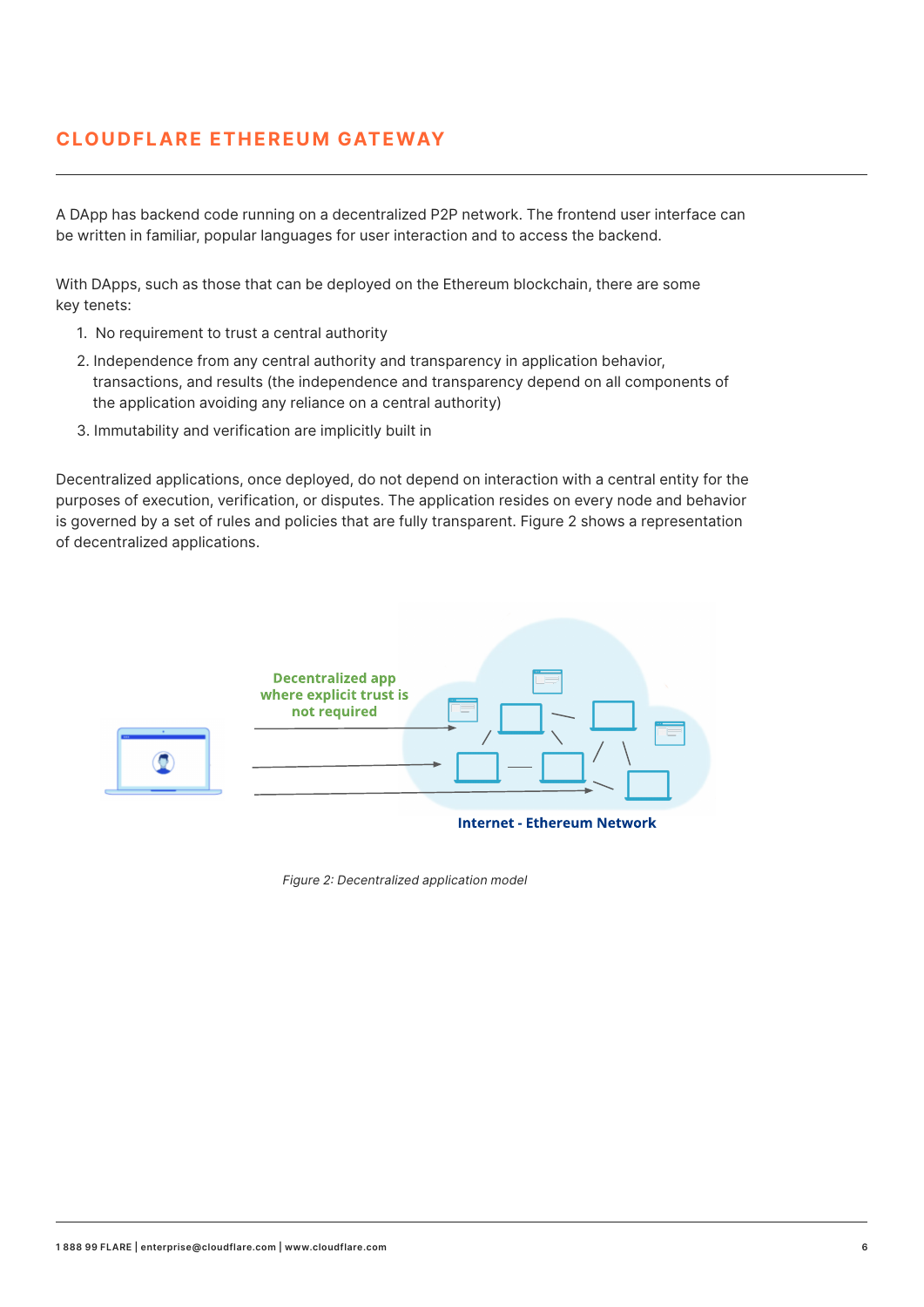## CLOUDFLARE ETHEREUM GATEWAY

A DApp has backend code running on a decentralized P2P network. The frontend user interface can be written in familiar, popular languages for user interaction and to access the backend.

With DApps, such as those that can be deployed on the Ethereum blockchain, there are some key tenets:

1. No requirement to trust a central authority
2. Independence from any central authority and transparency in application behavior, transactions, and results (the independence and transparency depend on all components of the application avoiding any reliance on a central authority)
3. Immutability and verification are implicitly built in

Decentralized applications, once deployed, do not depend on interaction with a central entity for the purposes of execution, verification, or disputes. The application resides on every node and behavior is governed by a set of rules and policies that are fully transparent. Figure 2 shows a representation of decentralized applications.

Decentralized app where explicit trust is not required

Internet - Ethereum Network

*Figure 2: Decentralized application model*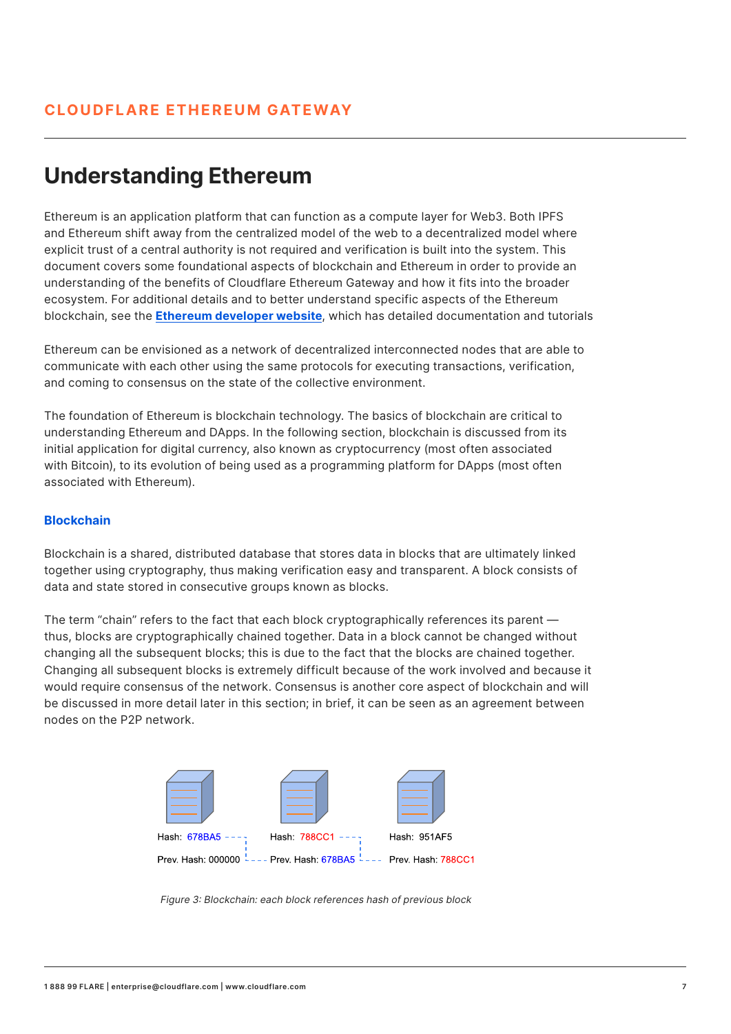# Understanding Ethereum

Ethereum is an application platform that can function as a compute layer for Web3. Both IPFS and Ethereum shift away from the centralized model of the web to a decentralized model where explicit trust of a central authority is not required and verification is built into the system. This document covers some foundational aspects of blockchain and Ethereum in order to provide an understanding of the benefits of Cloudflare Ethereum Gateway and how it fits into the broader ecosystem. For additional details and to better understand specific aspects of the Ethereum blockchain, see the **Ethereum developer website**, which has detailed documentation and tutorials

Ethereum can be envisioned as a network of decentralized interconnected nodes that are able to communicate with each other using the same protocols for executing transactions, verification, and coming to consensus on the state of the collective environment.

The foundation of Ethereum is blockchain technology. The basics of blockchain are critical to understanding Ethereum and DApps. In the following section, blockchain is discussed from its initial application for digital currency, also known as cryptocurrency (most often associated with Bitcoin), to its evolution of being used as a programming platform for DApps (most often associated with Ethereum).

### Blockchain

Blockchain is a shared, distributed database that stores data in blocks that are ultimately linked together using cryptography, thus making verification easy and transparent. A block consists of data and state stored in consecutive groups known as blocks.

The term "chain" refers to the fact that each block cryptographically references its parent — thus, blocks are cryptographically chained together. Data in a block cannot be changed without changing all the subsequent blocks; this is due to the fact that the blocks are chained together. Changing all subsequent blocks is extremely difficult because of the work involved and because it would require consensus of the network. Consensus is another core aspect of blockchain and will be discussed in more detail later in this section; in brief, it can be seen as an agreement between nodes on the P2P network.

Hash: 678BA5 | Prev. Hash: 000000
Hash: 788CC1 | Prev. Hash: 678BA5
Hash: 951AF5 | Prev. Hash: 788CC1

*Figure 3: Blockchain: each block references hash of previous block*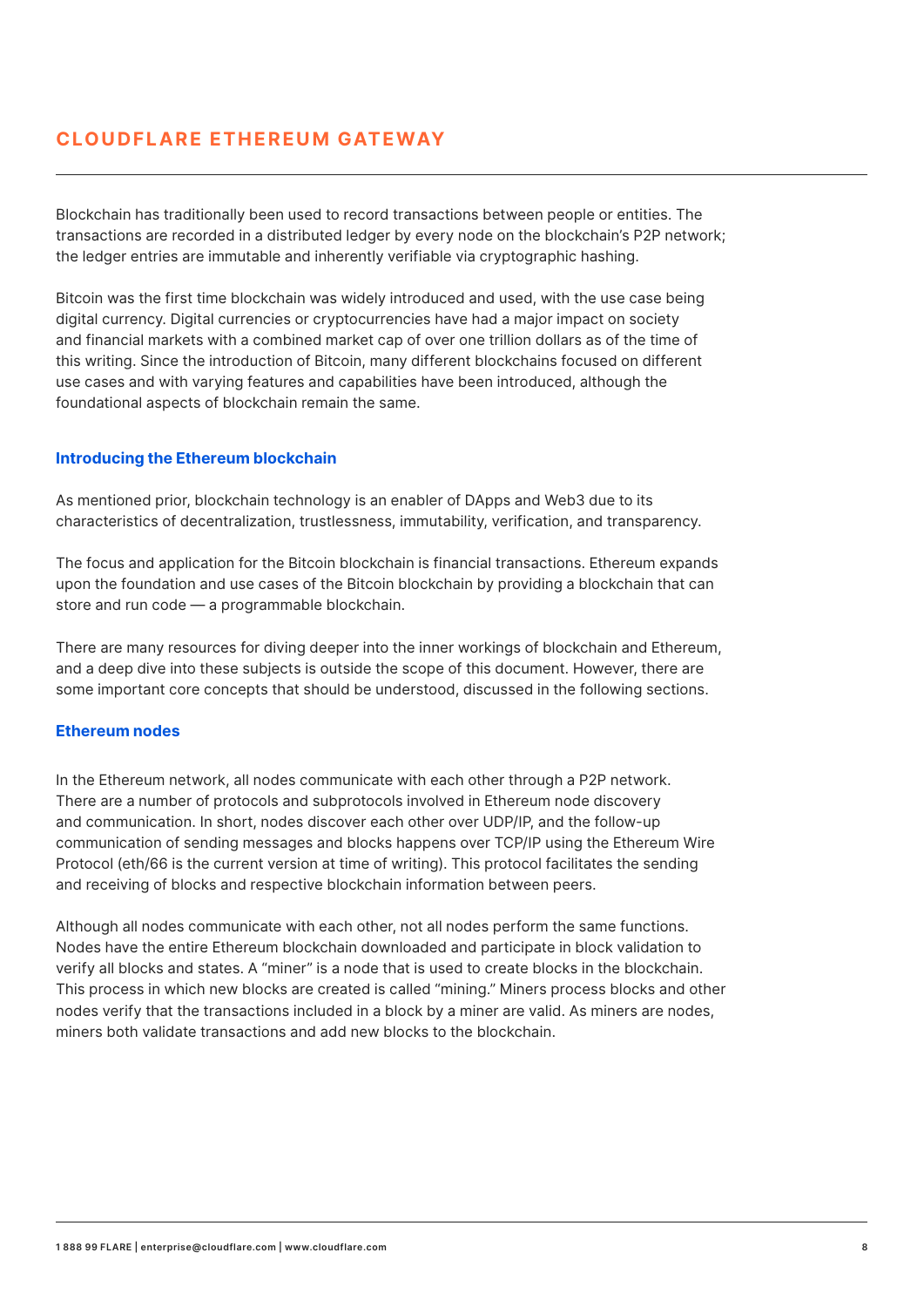## CLOUDFLARE ETHEREUM GATEWAY

Blockchain has traditionally been used to record transactions between people or entities. The transactions are recorded in a distributed ledger by every node on the blockchain's P2P network; the ledger entries are immutable and inherently verifiable via cryptographic hashing.

Bitcoin was the first time blockchain was widely introduced and used, with the use case being digital currency. Digital currencies or cryptocurrencies have had a major impact on society and financial markets with a combined market cap of over one trillion dollars as of the time of this writing. Since the introduction of Bitcoin, many different blockchains focused on different use cases and with varying features and capabilities have been introduced, although the foundational aspects of blockchain remain the same.

### Introducing the Ethereum blockchain

As mentioned prior, blockchain technology is an enabler of DApps and Web3 due to its characteristics of decentralization, trustlessness, immutability, verification, and transparency.

The focus and application for the Bitcoin blockchain is financial transactions. Ethereum expands upon the foundation and use cases of the Bitcoin blockchain by providing a blockchain that can store and run code — a programmable blockchain.

There are many resources for diving deeper into the inner workings of blockchain and Ethereum, and a deep dive into these subjects is outside the scope of this document. However, there are some important core concepts that should be understood, discussed in the following sections.

### Ethereum nodes

In the Ethereum network, all nodes communicate with each other through a P2P network. There are a number of protocols and subprotocols involved in Ethereum node discovery and communication. In short, nodes discover each other over UDP/IP, and the follow-up communication of sending messages and blocks happens over TCP/IP using the Ethereum Wire Protocol (eth/66 is the current version at time of writing). This protocol facilitates the sending and receiving of blocks and respective blockchain information between peers.

Although all nodes communicate with each other, not all nodes perform the same functions. Nodes have the entire Ethereum blockchain downloaded and participate in block validation to verify all blocks and states. A "miner" is a node that is used to create blocks in the blockchain. This process in which new blocks are created is called "mining." Miners process blocks and other nodes verify that the transactions included in a block by a miner are valid. As miners are nodes, miners both validate transactions and add new blocks to the blockchain.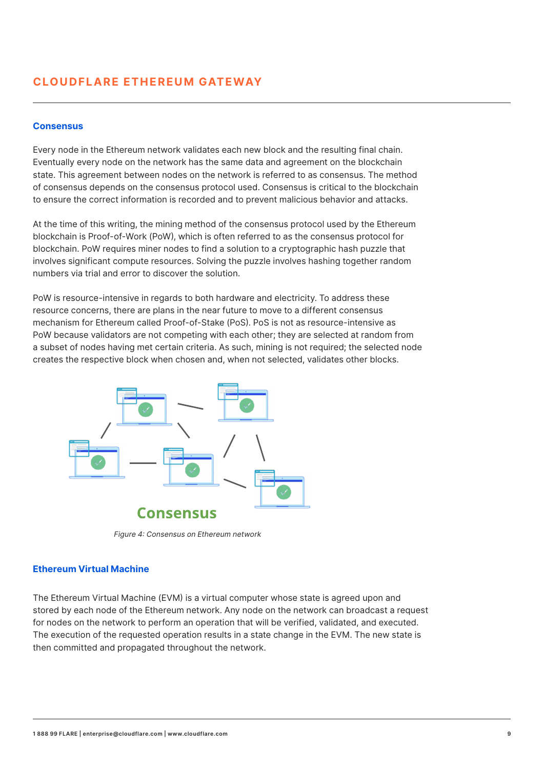## Consensus

Every node in the Ethereum network validates each new block and the resulting final chain. Eventually every node on the network has the same data and agreement on the blockchain state. This agreement between nodes on the network is referred to as consensus. The method of consensus depends on the consensus protocol used. Consensus is critical to the blockchain to ensure the correct information is recorded and to prevent malicious behavior and attacks.

At the time of this writing, the mining method of the consensus protocol used by the Ethereum blockchain is Proof-of-Work (PoW), which is often referred to as the consensus protocol for blockchain. PoW requires miner nodes to find a solution to a cryptographic hash puzzle that involves significant compute resources. Solving the puzzle involves hashing together random numbers via trial and error to discover the solution.

PoW is resource-intensive in regards to both hardware and electricity. To address these resource concerns, there are plans in the near future to move to a different consensus mechanism for Ethereum called Proof-of-Stake (PoS). PoS is not as resource-intensive as PoW because validators are not competing with each other; they are selected at random from a subset of nodes having met certain criteria. As such, mining is not required; the selected node creates the respective block when chosen and, when not selected, validates other blocks.

Consensus

*Figure 4: Consensus on Ethereum network*

## Ethereum Virtual Machine

The Ethereum Virtual Machine (EVM) is a virtual computer whose state is agreed upon and stored by each node of the Ethereum network. Any node on the network can broadcast a request for nodes on the network to perform an operation that will be verified, validated, and executed. The execution of the requested operation results in a state change in the EVM. The new state is then committed and propagated throughout the network.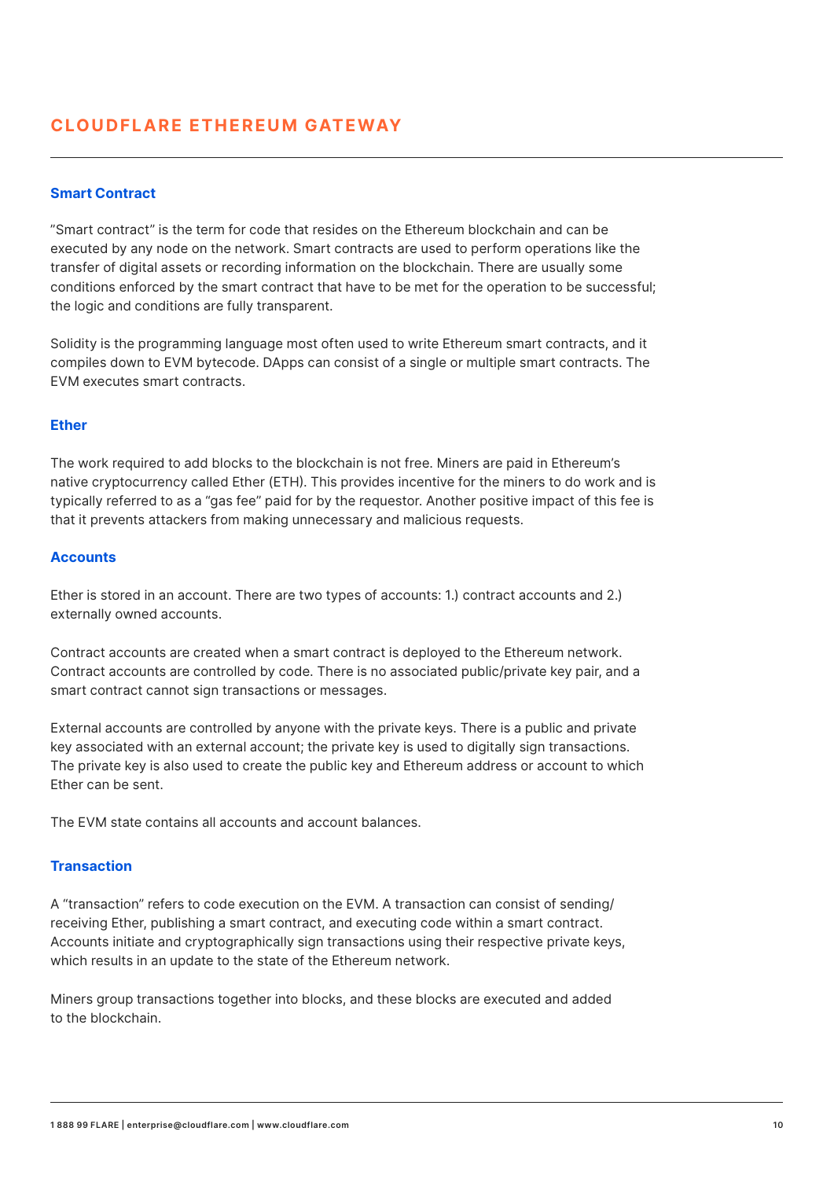## CLOUDFLARE ETHEREUM GATEWAY

### Smart Contract

"Smart contract" is the term for code that resides on the Ethereum blockchain and can be executed by any node on the network. Smart contracts are used to perform operations like the transfer of digital assets or recording information on the blockchain. There are usually some conditions enforced by the smart contract that have to be met for the operation to be successful; the logic and conditions are fully transparent.

Solidity is the programming language most often used to write Ethereum smart contracts, and it compiles down to EVM bytecode. DApps can consist of a single or multiple smart contracts. The EVM executes smart contracts.

### Ether

The work required to add blocks to the blockchain is not free. Miners are paid in Ethereum's native cryptocurrency called Ether (ETH). This provides incentive for the miners to do work and is typically referred to as a "gas fee" paid for by the requestor. Another positive impact of this fee is that it prevents attackers from making unnecessary and malicious requests.

### Accounts

Ether is stored in an account. There are two types of accounts: 1.) contract accounts and 2.) externally owned accounts.

Contract accounts are created when a smart contract is deployed to the Ethereum network. Contract accounts are controlled by code. There is no associated public/private key pair, and a smart contract cannot sign transactions or messages.

External accounts are controlled by anyone with the private keys. There is a public and private key associated with an external account; the private key is used to digitally sign transactions. The private key is also used to create the public key and Ethereum address or account to which Ether can be sent.

The EVM state contains all accounts and account balances.

### Transaction

A "transaction" refers to code execution on the EVM. A transaction can consist of sending/receiving Ether, publishing a smart contract, and executing code within a smart contract. Accounts initiate and cryptographically sign transactions using their respective private keys, which results in an update to the state of the Ethereum network.

Miners group transactions together into blocks, and these blocks are executed and added to the blockchain.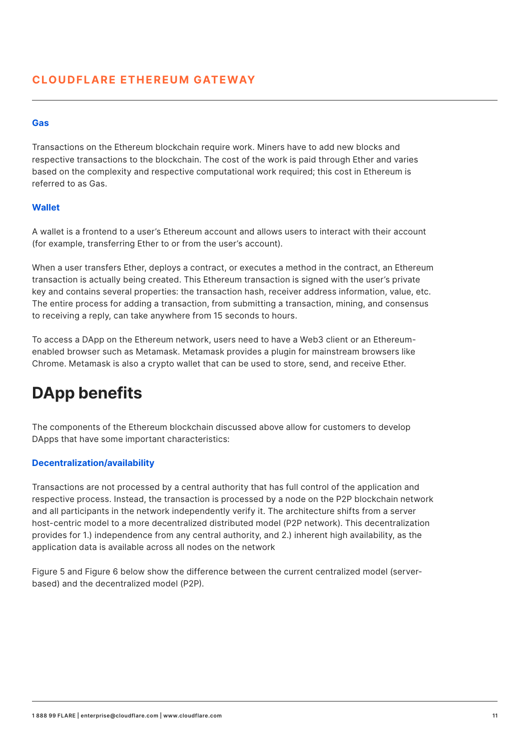### Gas

Transactions on the Ethereum blockchain require work. Miners have to add new blocks and respective transactions to the blockchain. The cost of the work is paid through Ether and varies based on the complexity and respective computational work required; this cost in Ethereum is referred to as Gas.

### Wallet

A wallet is a frontend to a user's Ethereum account and allows users to interact with their account (for example, transferring Ether to or from the user's account).

When a user transfers Ether, deploys a contract, or executes a method in the contract, an Ethereum transaction is actually being created. This Ethereum transaction is signed with the user's private key and contains several properties: the transaction hash, receiver address information, value, etc. The entire process for adding a transaction, from submitting a transaction, mining, and consensus to receiving a reply, can take anywhere from 15 seconds to hours.

To access a DApp on the Ethereum network, users need to have a Web3 client or an Ethereum-enabled browser such as Metamask. Metamask provides a plugin for mainstream browsers like Chrome. Metamask is also a crypto wallet that can be used to store, send, and receive Ether.

## DApp benefits

The components of the Ethereum blockchain discussed above allow for customers to develop DApps that have some important characteristics:

### Decentralization/availability

Transactions are not processed by a central authority that has full control of the application and respective process. Instead, the transaction is processed by a node on the P2P blockchain network and all participants in the network independently verify it. The architecture shifts from a server host-centric model to a more decentralized distributed model (P2P network). This decentralization provides for 1.) independence from any central authority, and 2.) inherent high availability, as the application data is available across all nodes on the network

Figure 5 and Figure 6 below show the difference between the current centralized model (server-based) and the decentralized model (P2P).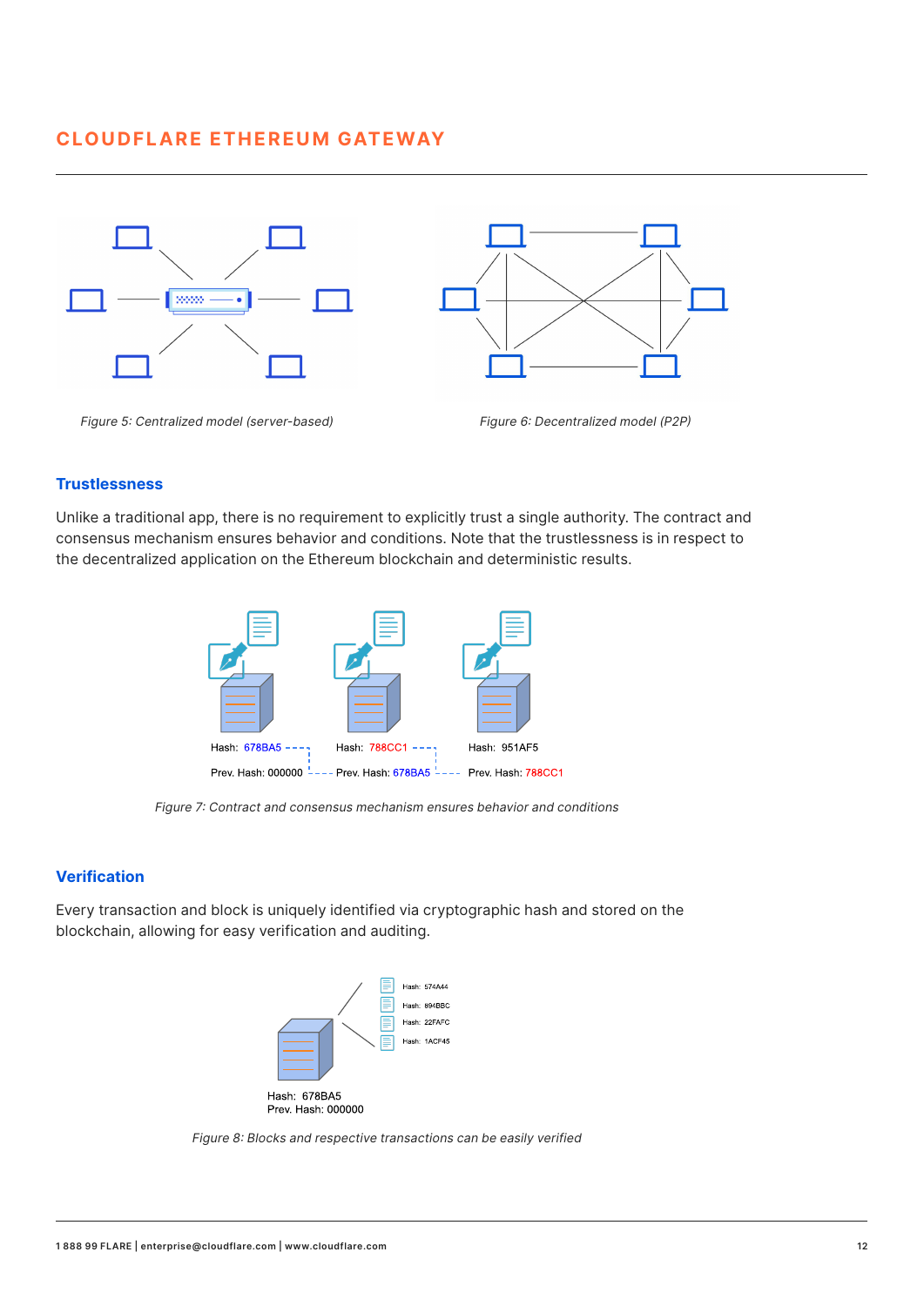Figure 5: Centralized model (server-based)

Figure 6: Decentralized model (P2P)

### Trustlessness

Unlike a traditional app, there is no requirement to explicitly trust a single authority. The contract and consensus mechanism ensures behavior and conditions. Note that the trustlessness is in respect to the decentralized application on the Ethereum blockchain and deterministic results.

Hash: 678BA5 Prev. Hash: 000000

Hash: 788CC1 Prev. Hash: 678BA5

Hash: 951AF5 Prev. Hash: 788CC1

Figure 7: Contract and consensus mechanism ensures behavior and conditions

### Verification

Every transaction and block is uniquely identified via cryptographic hash and stored on the blockchain, allowing for easy verification and auditing.

Hash: 574A44
Hash: 894BBC
Hash: 22FAFC
Hash: 1ACF45

Hash: 678BA5
Prev. Hash: 000000

Figure 8: Blocks and respective transactions can be easily verified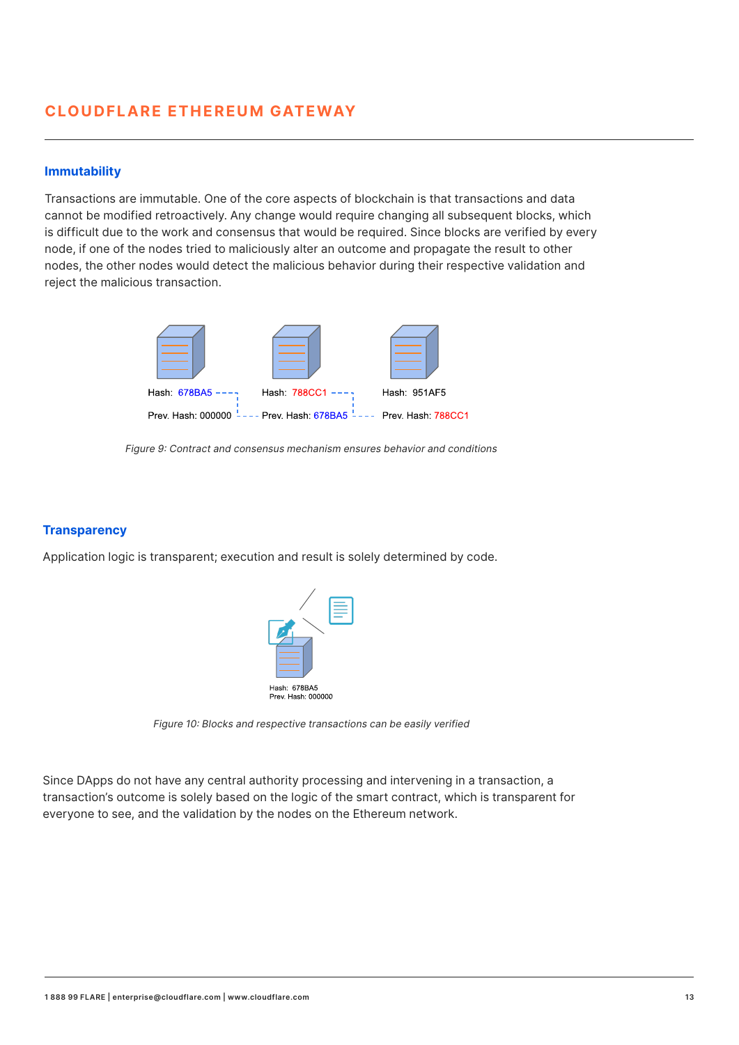## Immutability

Transactions are immutable. One of the core aspects of blockchain is that transactions and data cannot be modified retroactively. Any change would require changing all subsequent blocks, which is difficult due to the work and consensus that would be required. Since blocks are verified by every node, if one of the nodes tried to maliciously alter an outcome and propagate the result to other nodes, the other nodes would detect the malicious behavior during their respective validation and reject the malicious transaction.

Hash: 678BA5 Prev. Hash: 000000

Hash: 788CC1 Prev. Hash: 678BA5

Hash: 951AF5 Prev. Hash: 788CC1

*Figure 9: Contract and consensus mechanism ensures behavior and conditions*

## Transparency

Application logic is transparent; execution and result is solely determined by code.

Hash: 678BA5
Prev. Hash: 000000

*Figure 10: Blocks and respective transactions can be easily verified*

Since DApps do not have any central authority processing and intervening in a transaction, a transaction's outcome is solely based on the logic of the smart contract, which is transparent for everyone to see, and the validation by the nodes on the Ethereum network.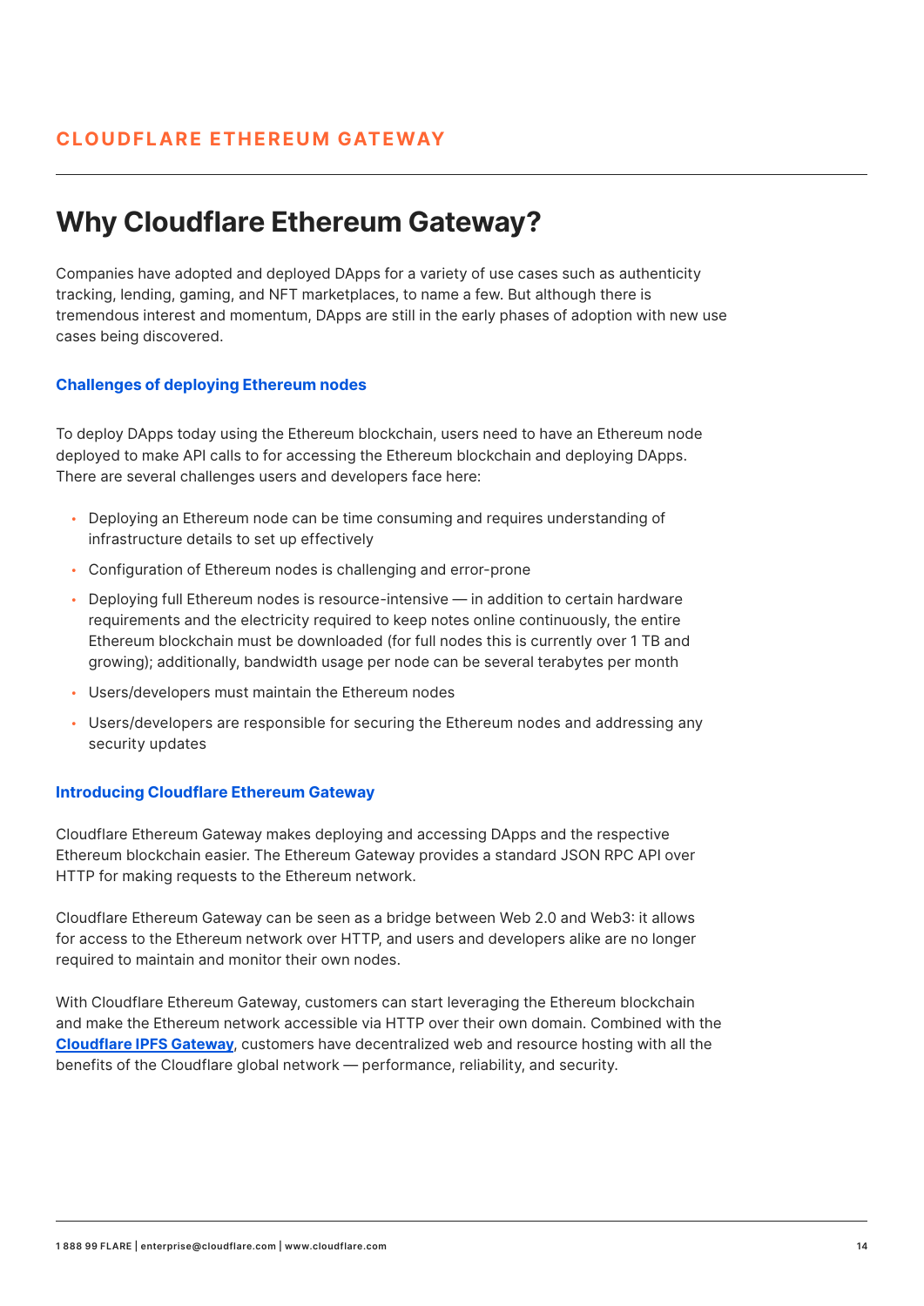CLOUDFLARE ETHEREUM GATEWAY

# Why Cloudflare Ethereum Gateway?

Companies have adopted and deployed DApps for a variety of use cases such as authenticity tracking, lending, gaming, and NFT marketplaces, to name a few. But although there is tremendous interest and momentum, DApps are still in the early phases of adoption with new use cases being discovered.

### Challenges of deploying Ethereum nodes

To deploy DApps today using the Ethereum blockchain, users need to have an Ethereum node deployed to make API calls to for accessing the Ethereum blockchain and deploying DApps. There are several challenges users and developers face here:

- Deploying an Ethereum node can be time consuming and requires understanding of infrastructure details to set up effectively
- Configuration of Ethereum nodes is challenging and error-prone
- Deploying full Ethereum nodes is resource-intensive — in addition to certain hardware requirements and the electricity required to keep notes online continuously, the entire Ethereum blockchain must be downloaded (for full nodes this is currently over 1 TB and growing); additionally, bandwidth usage per node can be several terabytes per month
- Users/developers must maintain the Ethereum nodes
- Users/developers are responsible for securing the Ethereum nodes and addressing any security updates

### Introducing Cloudflare Ethereum Gateway

Cloudflare Ethereum Gateway makes deploying and accessing DApps and the respective Ethereum blockchain easier. The Ethereum Gateway provides a standard JSON RPC API over HTTP for making requests to the Ethereum network.

Cloudflare Ethereum Gateway can be seen as a bridge between Web 2.0 and Web3: it allows for access to the Ethereum network over HTTP, and users and developers alike are no longer required to maintain and monitor their own nodes.

With Cloudflare Ethereum Gateway, customers can start leveraging the Ethereum blockchain and make the Ethereum network accessible via HTTP over their own domain. Combined with the **Cloudflare IPFS Gateway**, customers have decentralized web and resource hosting with all the benefits of the Cloudflare global network — performance, reliability, and security.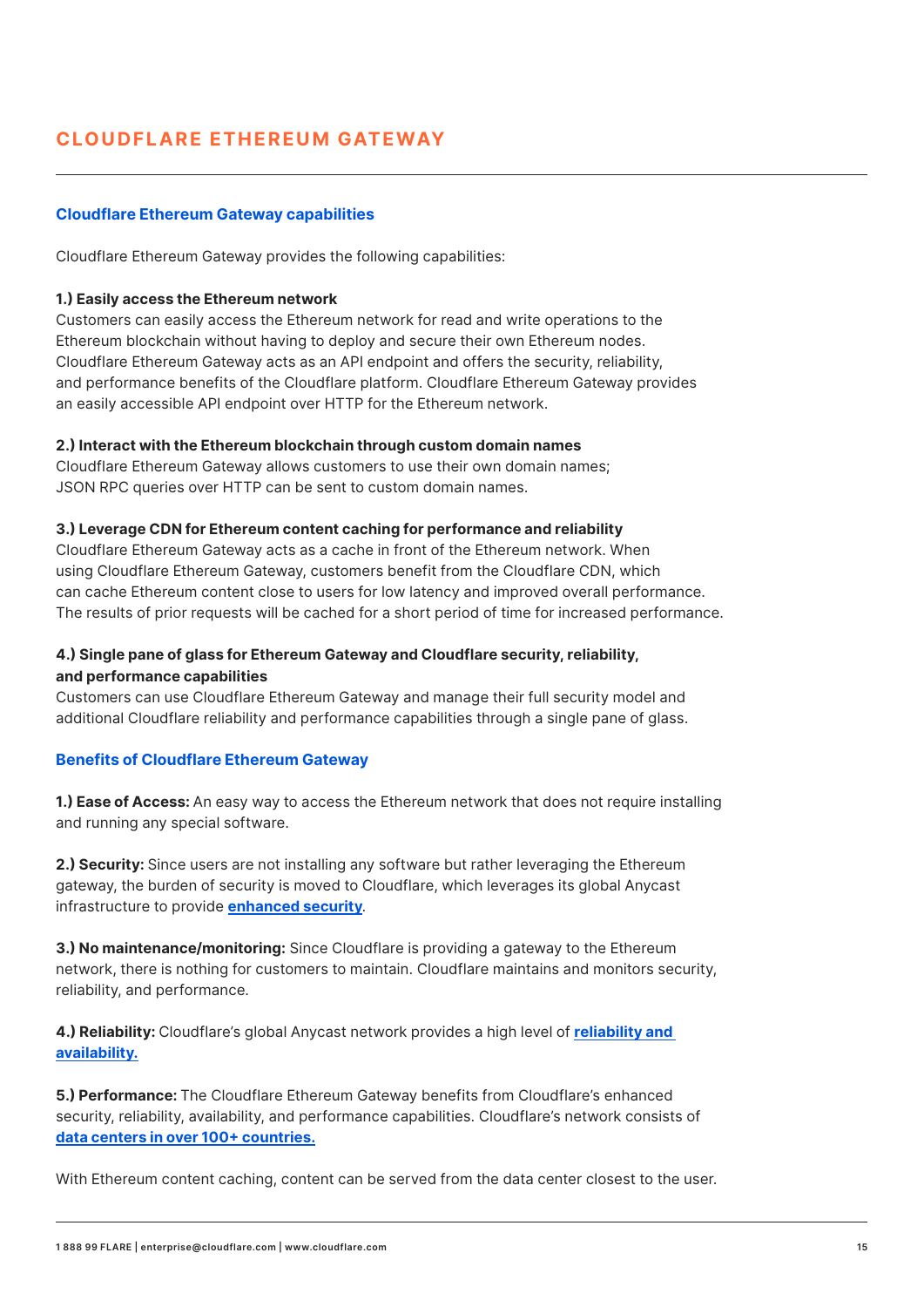# CLOUDFLARE ETHEREUM GATEWAY

## Cloudflare Ethereum Gateway capabilities

Cloudflare Ethereum Gateway provides the following capabilities:

**1.) Easily access the Ethereum network**
Customers can easily access the Ethereum network for read and write operations to the Ethereum blockchain without having to deploy and secure their own Ethereum nodes. Cloudflare Ethereum Gateway acts as an API endpoint and offers the security, reliability, and performance benefits of the Cloudflare platform. Cloudflare Ethereum Gateway provides an easily accessible API endpoint over HTTP for the Ethereum network.

**2.) Interact with the Ethereum blockchain through custom domain names**
Cloudflare Ethereum Gateway allows customers to use their own domain names; JSON RPC queries over HTTP can be sent to custom domain names.

**3.) Leverage CDN for Ethereum content caching for performance and reliability**
Cloudflare Ethereum Gateway acts as a cache in front of the Ethereum network. When using Cloudflare Ethereum Gateway, customers benefit from the Cloudflare CDN, which can cache Ethereum content close to users for low latency and improved overall performance. The results of prior requests will be cached for a short period of time for increased performance.

**4.) Single pane of glass for Ethereum Gateway and Cloudflare security, reliability, and performance capabilities**
Customers can use Cloudflare Ethereum Gateway and manage their full security model and additional Cloudflare reliability and performance capabilities through a single pane of glass.

## Benefits of Cloudflare Ethereum Gateway

**1.) Ease of Access:** An easy way to access the Ethereum network that does not require installing and running any special software.

**2.) Security:** Since users are not installing any software but rather leveraging the Ethereum gateway, the burden of security is moved to Cloudflare, which leverages its global Anycast infrastructure to provide **enhanced security**.

**3.) No maintenance/monitoring:** Since Cloudflare is providing a gateway to the Ethereum network, there is nothing for customers to maintain. Cloudflare maintains and monitors security, reliability, and performance.

**4.) Reliability:** Cloudflare's global Anycast network provides a high level of **reliability and availability.**

**5.) Performance:** The Cloudflare Ethereum Gateway benefits from Cloudflare's enhanced security, reliability, availability, and performance capabilities. Cloudflare's network consists of **data centers in over 100+ countries.**

With Ethereum content caching, content can be served from the data center closest to the user.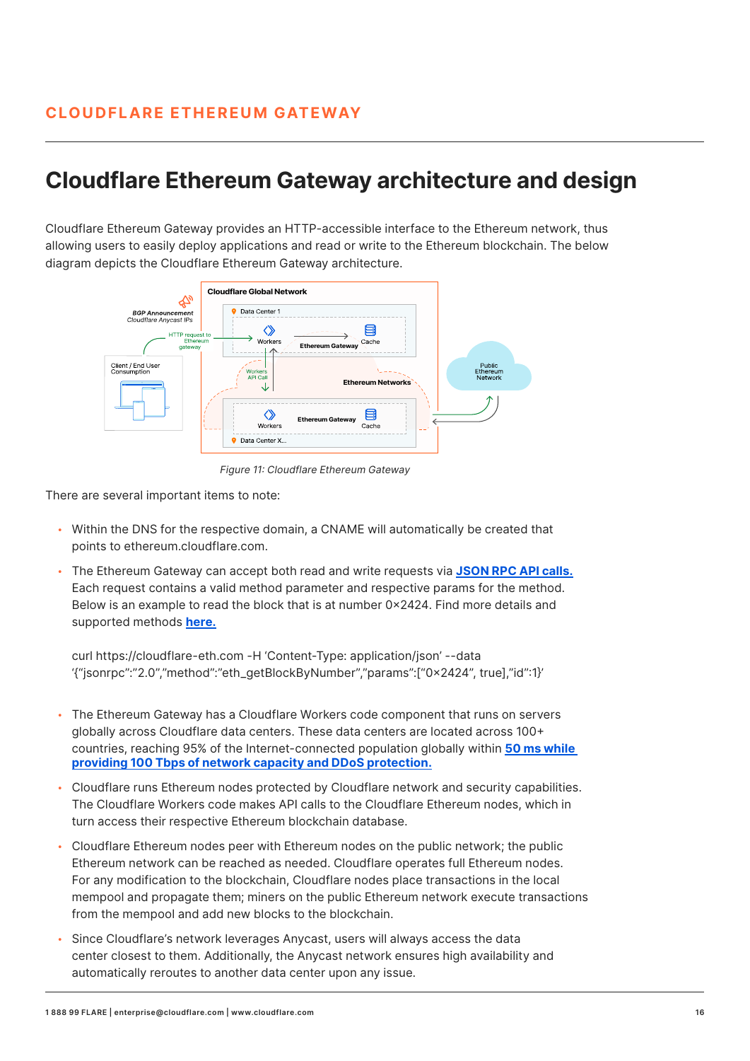## Cloudflare Ethereum Gateway architecture and design

Cloudflare Ethereum Gateway provides an HTTP-accessible interface to the Ethereum network, thus allowing users to easily deploy applications and read or write to the Ethereum blockchain. The below diagram depicts the Cloudflare Ethereum Gateway architecture.

*Figure 11: Cloudflare Ethereum Gateway*

There are several important items to note:

- Within the DNS for the respective domain, a CNAME will automatically be created that points to ethereum.cloudflare.com.
- The Ethereum Gateway can accept both read and write requests via **JSON RPC API calls.** Each request contains a valid method parameter and respective params for the method. Below is an example to read the block that is at number 0×2424. Find more details and supported methods **here.**

  ```
  curl https://cloudflare-eth.com -H 'Content-Type: application/json' --data
  '{"jsonrpc":"2.0","method":"eth_getBlockByNumber","params":["0×2424", true],"id":1}'
  ```

- The Ethereum Gateway has a Cloudflare Workers code component that runs on servers globally across Cloudflare data centers. These data centers are located across 100+ countries, reaching 95% of the Internet-connected population globally within **50 ms while providing 100 Tbps of network capacity and DDoS protection.**
- Cloudflare runs Ethereum nodes protected by Cloudflare network and security capabilities. The Cloudflare Workers code makes API calls to the Cloudflare Ethereum nodes, which in turn access their respective Ethereum blockchain database.
- Cloudflare Ethereum nodes peer with Ethereum nodes on the public network; the public Ethereum network can be reached as needed. Cloudflare operates full Ethereum nodes. For any modification to the blockchain, Cloudflare nodes place transactions in the local mempool and propagate them; miners on the public Ethereum network execute transactions from the mempool and add new blocks to the blockchain.
- Since Cloudflare's network leverages Anycast, users will always access the data center closest to them. Additionally, the Anycast network ensures high availability and automatically reroutes to another data center upon any issue.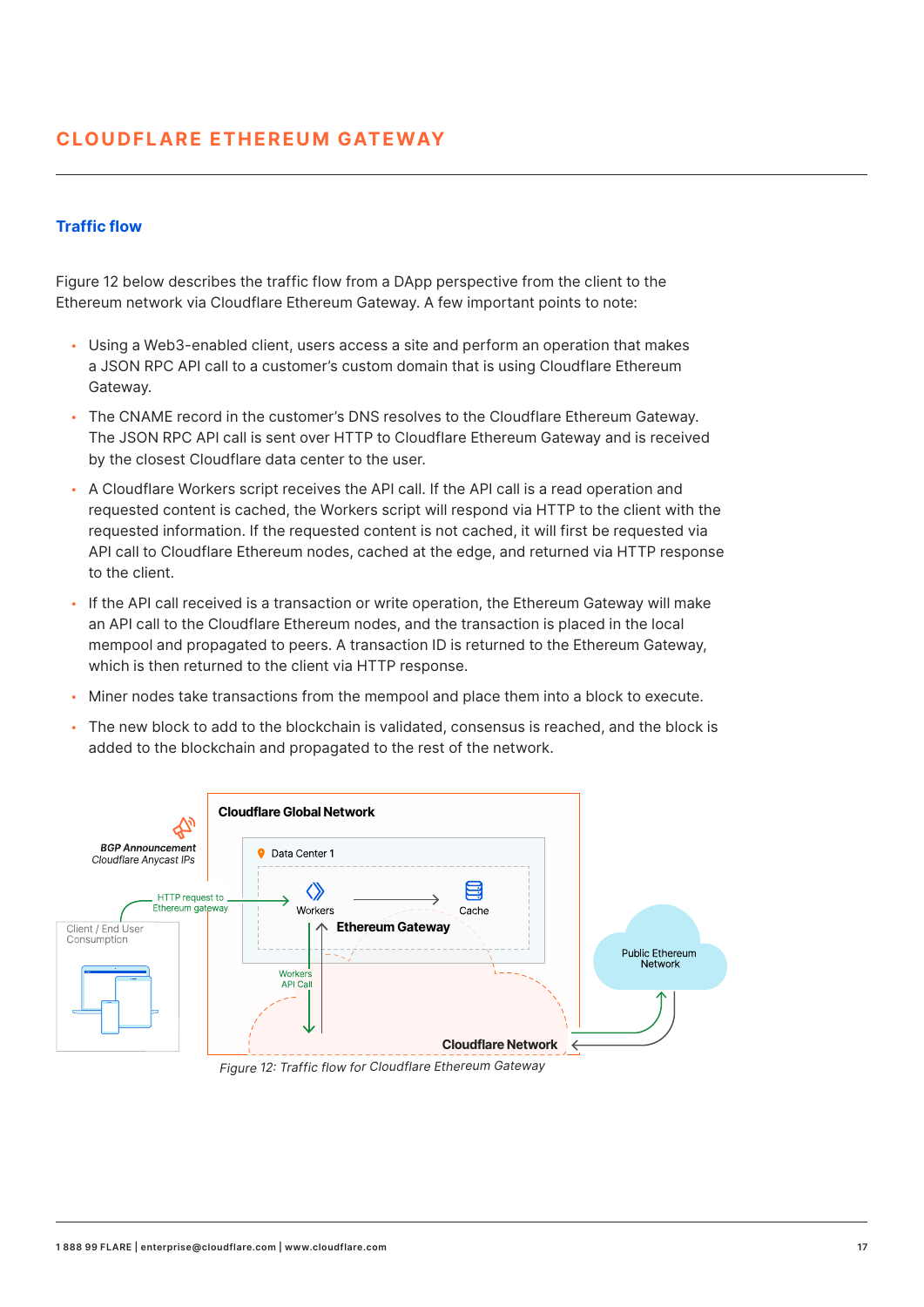# CLOUDFLARE ETHEREUM GATEWAY

## Traffic flow

Figure 12 below describes the traffic flow from a DApp perspective from the client to the Ethereum network via Cloudflare Ethereum Gateway. A few important points to note:

- Using a Web3-enabled client, users access a site and perform an operation that makes a JSON RPC API call to a customer's custom domain that is using Cloudflare Ethereum Gateway.
- The CNAME record in the customer's DNS resolves to the Cloudflare Ethereum Gateway. The JSON RPC API call is sent over HTTP to Cloudflare Ethereum Gateway and is received by the closest Cloudflare data center to the user.
- A Cloudflare Workers script receives the API call. If the API call is a read operation and requested content is cached, the Workers script will respond via HTTP to the client with the requested information. If the requested content is not cached, it will first be requested via API call to Cloudflare Ethereum nodes, cached at the edge, and returned via HTTP response to the client.
- If the API call received is a transaction or write operation, the Ethereum Gateway will make an API call to the Cloudflare Ethereum nodes, and the transaction is placed in the local mempool and propagated to peers. A transaction ID is returned to the Ethereum Gateway, which is then returned to the client via HTTP response.
- Miner nodes take transactions from the mempool and place them into a block to execute.
- The new block to add to the blockchain is validated, consensus is reached, and the block is added to the blockchain and propagated to the rest of the network.

*Figure 12: Traffic flow for Cloudflare Ethereum Gateway*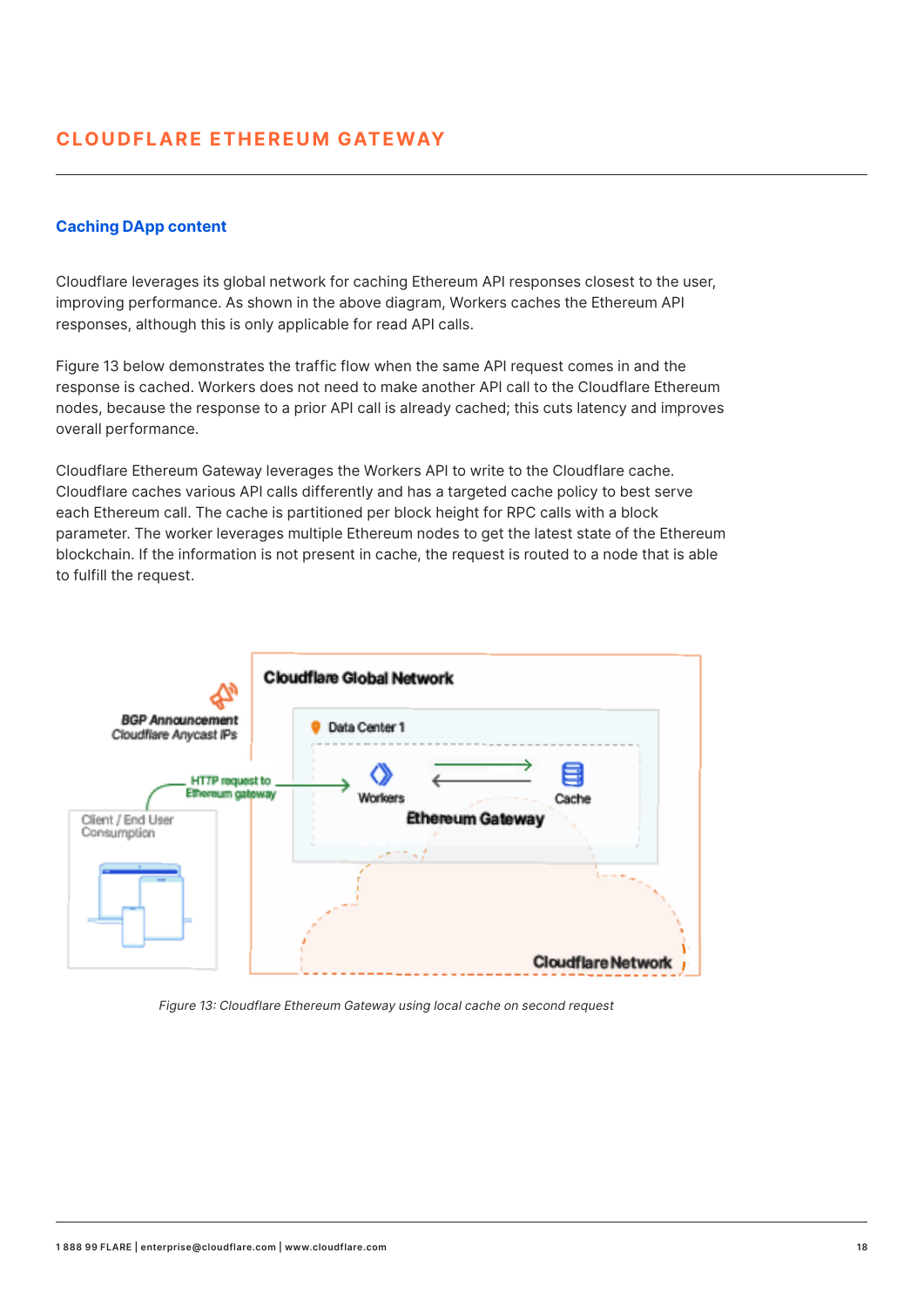## CLOUDFLARE ETHEREUM GATEWAY

### Caching DApp content

Cloudflare leverages its global network for caching Ethereum API responses closest to the user, improving performance. As shown in the above diagram, Workers caches the Ethereum API responses, although this is only applicable for read API calls.

Figure 13 below demonstrates the traffic flow when the same API request comes in and the response is cached. Workers does not need to make another API call to the Cloudflare Ethereum nodes, because the response to a prior API call is already cached; this cuts latency and improves overall performance.

Cloudflare Ethereum Gateway leverages the Workers API to write to the Cloudflare cache. Cloudflare caches various API calls differently and has a targeted cache policy to best serve each Ethereum call. The cache is partitioned per block height for RPC calls with a block parameter. The worker leverages multiple Ethereum nodes to get the latest state of the Ethereum blockchain. If the information is not present in cache, the request is routed to a node that is able to fulfill the request.

*Figure 13: Cloudflare Ethereum Gateway using local cache on second request*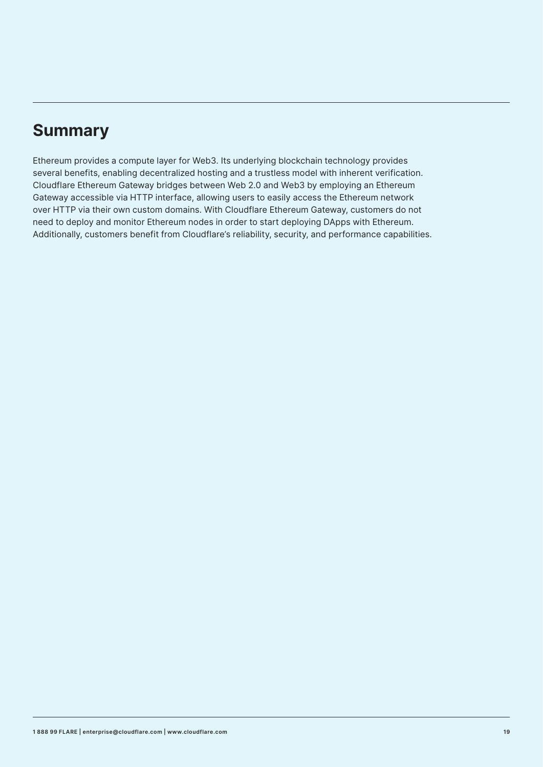## Summary

Ethereum provides a compute layer for Web3. Its underlying blockchain technology provides several benefits, enabling decentralized hosting and a trustless model with inherent verification. Cloudflare Ethereum Gateway bridges between Web 2.0 and Web3 by employing an Ethereum Gateway accessible via HTTP interface, allowing users to easily access the Ethereum network over HTTP via their own custom domains. With Cloudflare Ethereum Gateway, customers do not need to deploy and monitor Ethereum nodes in order to start deploying DApps with Ethereum. Additionally, customers benefit from Cloudflare's reliability, security, and performance capabilities.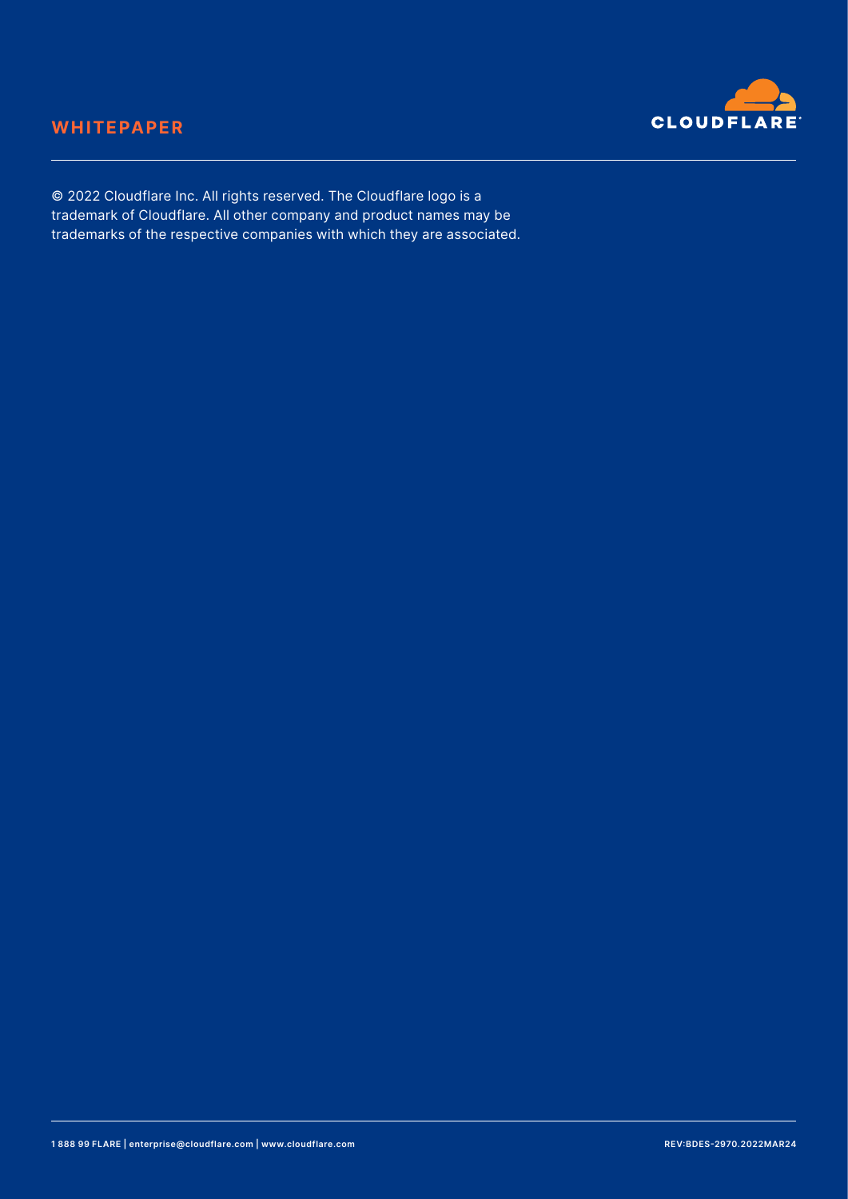WHITEPAPER

© 2022 Cloudflare Inc. All rights reserved. The Cloudflare logo is a trademark of Cloudflare. All other company and product names may be trademarks of the respective companies with which they are associated.

1 888 99 FLARE | enterprise@cloudflare.com | www.cloudflare.com

REV:BDES-2970.2022MAR24